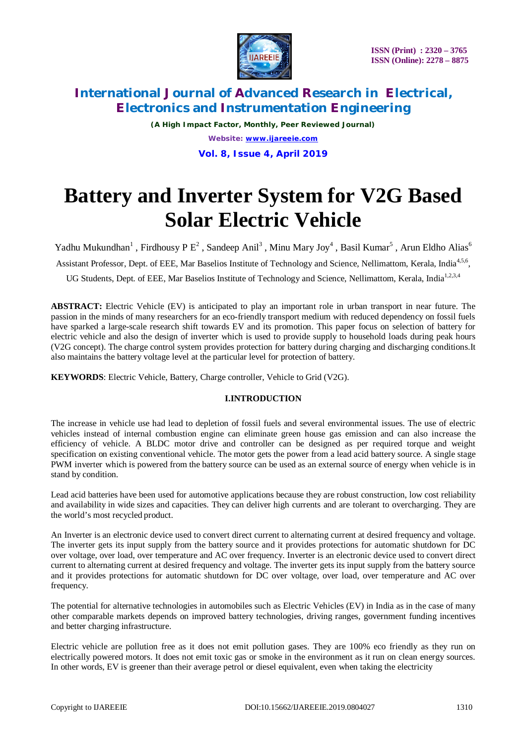# Battery and Inverter System for V2G Based Solar Electric Vehicle

Yadhu Mukundhan[1] , Firdhousy P E[2] , Sandeep Anil[3] , Minu Mary Joy[4] , Basil Kumar[5] , Arun Eldho Alias[6]

Assistant Professor, Dept. of EEE, Mar Baselios Institute of Technology and Science, Nellimattom, Kerala, India[4,5,6],

UG Students, Dept. of EEE, Mar Baselios Institute of Technology and Science, Nellimattom, Kerala, India[1,2,3,4]

**ABSTRACT:** Electric Vehicle (EV) is anticipated to play an important role in urban transport in near future. The passion in the minds of many researchers for an eco-friendly transport medium with reduced dependency on fossil fuels have sparked a large-scale research shift towards EV and its promotion. This paper focus on selection of battery for electric vehicle and also the design of inverter which is used to provide supply to household loads during peak hours (V2G concept). The charge control system provides protection for battery during charging and discharging conditions.It also maintains the battery voltage level at the particular level for protection of battery.

**KEYWORDS**: Electric Vehicle, Battery, Charge controller, Vehicle to Grid (V2G).

## I.INTRODUCTION

The increase in vehicle use had lead to depletion of fossil fuels and several environmental issues. The use of electric vehicles instead of internal combustion engine can eliminate green house gas emission and can also increase the efficiency of vehicle. A BLDC motor drive and controller can be designed as per required torque and weight specification on existing conventional vehicle. The motor gets the power from a lead acid battery source. A single stage PWM inverter which is powered from the battery source can be used as an external source of energy when vehicle is in stand by condition.

Lead acid batteries have been used for automotive applications because they are robust construction, low cost reliability and availability in wide sizes and capacities. They can deliver high currents and are tolerant to overcharging. They are the world's most recycled product.

An Inverter is an electronic device used to convert direct current to alternating current at desired frequency and voltage. The inverter gets its input supply from the battery source and it provides protections for automatic shutdown for DC over voltage, over load, over temperature and AC over frequency. Inverter is an electronic device used to convert direct current to alternating current at desired frequency and voltage. The inverter gets its input supply from the battery source and it provides protections for automatic shutdown for DC over voltage, over load, over temperature and AC over frequency.

The potential for alternative technologies in automobiles such as Electric Vehicles (EV) in India as in the case of many other comparable markets depends on improved battery technologies, driving ranges, government funding incentives and better charging infrastructure.

Electric vehicle are pollution free as it does not emit pollution gases. They are 100% eco friendly as they run on electrically powered motors. It does not emit toxic gas or smoke in the environment as it run on clean energy sources. In other words, EV is greener than their average petrol or diesel equivalent, even when taking the electricity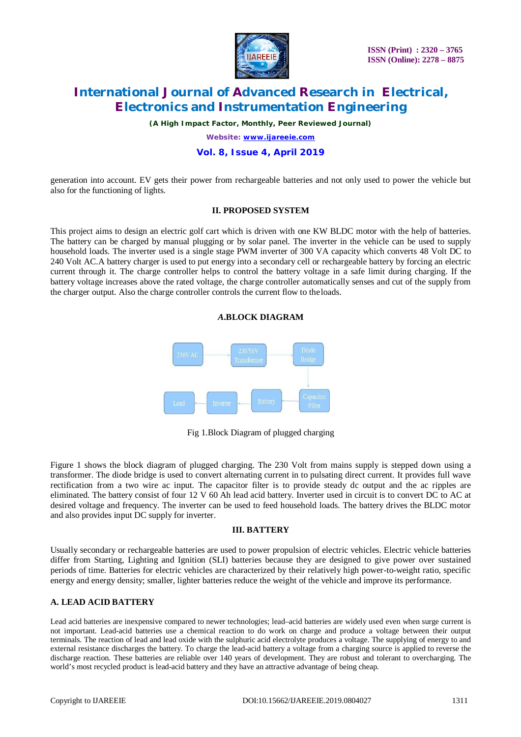generation into account. EV gets their power from rechargeable batteries and not only used to power the vehicle but also for the functioning of lights.

## II. PROPOSED SYSTEM

This project aims to design an electric golf cart which is driven with one KW BLDC motor with the help of batteries. The battery can be charged by manual plugging or by solar panel. The inverter in the vehicle can be used to supply household loads. The inverter used is a single stage PWM inverter of 300 VA capacity which converts 48 Volt DC to 240 Volt AC.A battery charger is used to put energy into a secondary cell or rechargeable battery by forcing an electric current through it. The charge controller helps to control the battery voltage in a safe limit during charging. If the battery voltage increases above the rated voltage, the charge controller automatically senses and cut of the supply from the charger output. Also the charge controller controls the current flow to theloads.

### *A.*BLOCK DIAGRAM

Fig 1.Block Diagram of plugged charging

Figure 1 shows the block diagram of plugged charging. The 230 Volt from mains supply is stepped down using a transformer. The diode bridge is used to convert alternating current in to pulsating direct current. It provides full wave rectification from a two wire ac input. The capacitor filter is to provide steady dc output and the ac ripples are eliminated. The battery consist of four 12 V 60 Ah lead acid battery. Inverter used in circuit is to convert DC to AC at desired voltage and frequency. The inverter can be used to feed household loads. The battery drives the BLDC motor and also provides input DC supply for inverter.

## III. BATTERY

Usually secondary or rechargeable batteries are used to power propulsion of electric vehicles. Electric vehicle batteries differ from Starting, Lighting and Ignition (SLI) batteries because they are designed to give power over sustained periods of time. Batteries for electric vehicles are characterized by their relatively high power-to-weight ratio, specific energy and energy density; smaller, lighter batteries reduce the weight of the vehicle and improve its performance.

### A. LEAD ACID BATTERY

Lead acid batteries are inexpensive compared to newer technologies; lead–acid batteries are widely used even when surge current is not important. Lead-acid batteries use a chemical reaction to do work on charge and produce a voltage between their output terminals. The reaction of lead and lead oxide with the sulphuric acid electrolyte produces a voltage. The supplying of energy to and external resistance discharges the battery. To charge the lead-acid battery a voltage from a charging source is applied to reverse the discharge reaction. These batteries are reliable over 140 years of development. They are robust and tolerant to overcharging. The world's most recycled product is lead-acid battery and they have an attractive advantage of being cheap.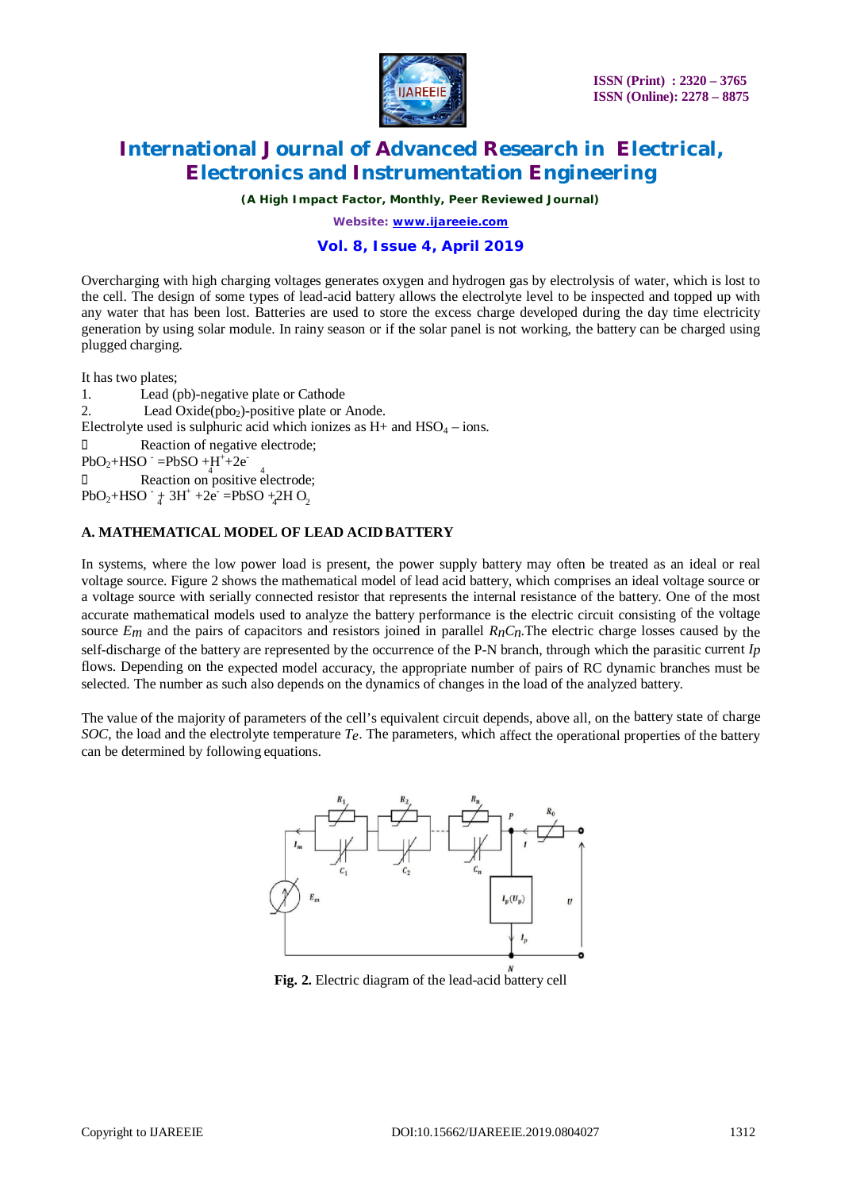Overcharging with high charging voltages generates oxygen and hydrogen gas by electrolysis of water, which is lost to the cell. The design of some types of lead-acid battery allows the electrolyte level to be inspected and topped up with any water that has been lost. Batteries are used to store the excess charge developed during the day time electricity generation by using solar module. In rainy season or if the solar panel is not working, the battery can be charged using plugged charging.

It has two plates;

1. Lead (pb)-negative plate or Cathode
2. Lead Oxide($pbo_2$)-positive plate or Anode.

Electrolyte used is sulphuric acid which ionizes as H+ and $HSO_4$ – ions.

- Reaction of negative electrode;

$PbO_2 + HSO_4^- = PbSO_4 + H^+ + 2e^-$

- Reaction on positive electrode;

$PbO_2 + HSO_4^- + 3H^+ + 2e^- = PbSO_4 + 2H_2O$

### A. MATHEMATICAL MODEL OF LEAD ACID BATTERY

In systems, where the low power load is present, the power supply battery may often be treated as an ideal or real voltage source. Figure 2 shows the mathematical model of lead acid battery, which comprises an ideal voltage source or a voltage source with serially connected resistor that represents the internal resistance of the battery. One of the most accurate mathematical models used to analyze the battery performance is the electric circuit consisting of the voltage source $E_m$ and the pairs of capacitors and resistors joined in parallel $R_nC_n$.The electric charge losses caused by the self-discharge of the battery are represented by the occurrence of the P-N branch, through which the parasitic current $I_p$ flows. Depending on the expected model accuracy, the appropriate number of pairs of RC dynamic branches must be selected. The number as such also depends on the dynamics of changes in the load of the analyzed battery.

The value of the majority of parameters of the cell's equivalent circuit depends, above all, on the battery state of charge *SOC*, the load and the electrolyte temperature $T_e$. The parameters, which affect the operational properties of the battery can be determined by following equations.

**Fig. 2.** Electric diagram of the lead-acid battery cell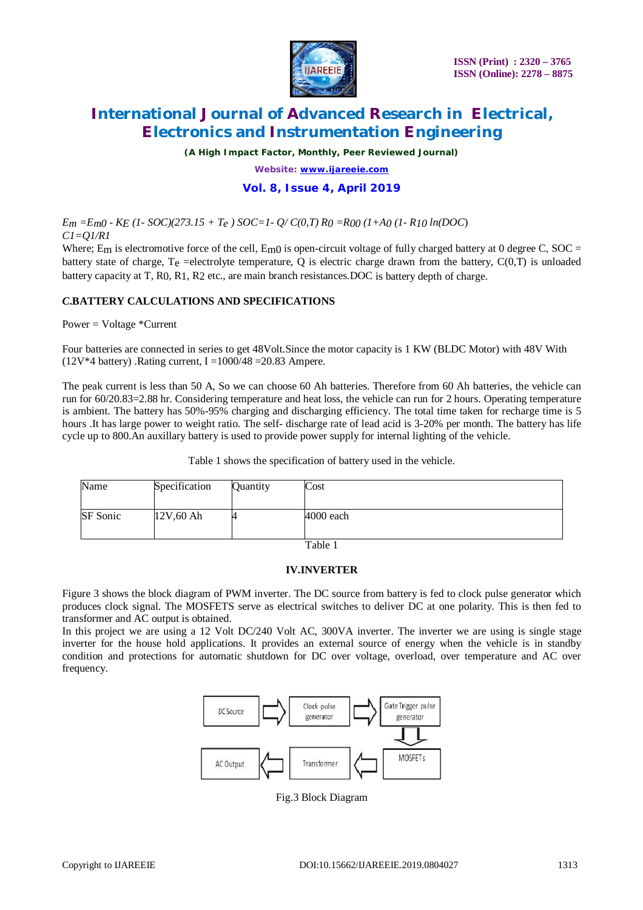$E_m = E_{m0} - K_E\,(1 - SOC)(273.15 + T_e)$ $SOC = 1 - Q/\,C(0,T)$ $R_0 = R_{00}\,(1 + A_0\,(1 - R_{10}\,\ln(DOC)$

$C1 = Q1/R1$

Where; $E_m$ is electromotive force of the cell, $E_{m0}$ is open-circuit voltage of fully charged battery at 0 degree C, SOC = battery state of charge, $T_e$ =electrolyte temperature, Q is electric charge drawn from the battery, C(0,T) is unloaded battery capacity at T, R0, R1, R2 etc., are main branch resistances.DOC is battery depth of charge.

### *C.*BATTERY CALCULATIONS AND SPECIFICATIONS

Power = Voltage *Current

Four batteries are connected in series to get 48Volt.Since the motor capacity is 1 KW (BLDC Motor) with 48V With (12V*4 battery) .Rating current, I =1000/48 =20.83 Ampere.

The peak current is less than 50 A, So we can choose 60 Ah batteries. Therefore from 60 Ah batteries, the vehicle can run for 60/20.83=2.88 hr. Considering temperature and heat loss, the vehicle can run for 2 hours. Operating temperature is ambient. The battery has 50%-95% charging and discharging efficiency. The total time taken for recharge time is 5 hours .It has large power to weight ratio. The self- discharge rate of lead acid is 3-20% per month. The battery has life cycle up to 800.An auxillary battery is used to provide power supply for internal lighting of the vehicle.

Table 1 shows the specification of battery used in the vehicle.

| Name | Specification | Quantity | Cost |
|---|---|---|---|
| SF Sonic | 12V,60 Ah | 4 | 4000 each |

Table 1

## IV.INVERTER

Figure 3 shows the block diagram of PWM inverter. The DC source from battery is fed to clock pulse generator which produces clock signal. The MOSFETS serve as electrical switches to deliver DC at one polarity. This is then fed to transformer and AC output is obtained.

In this project we are using a 12 Volt DC/240 Volt AC, 300VA inverter. The inverter we are using is single stage inverter for the house hold applications. It provides an external source of energy when the vehicle is in standby condition and protections for automatic shutdown for DC over voltage, overload, over temperature and AC over frequency.

DC Source → Clock pulse generator → Gate Trigger pulse generator → MOSFETs → Transformer → AC Output

Fig.3 Block Diagram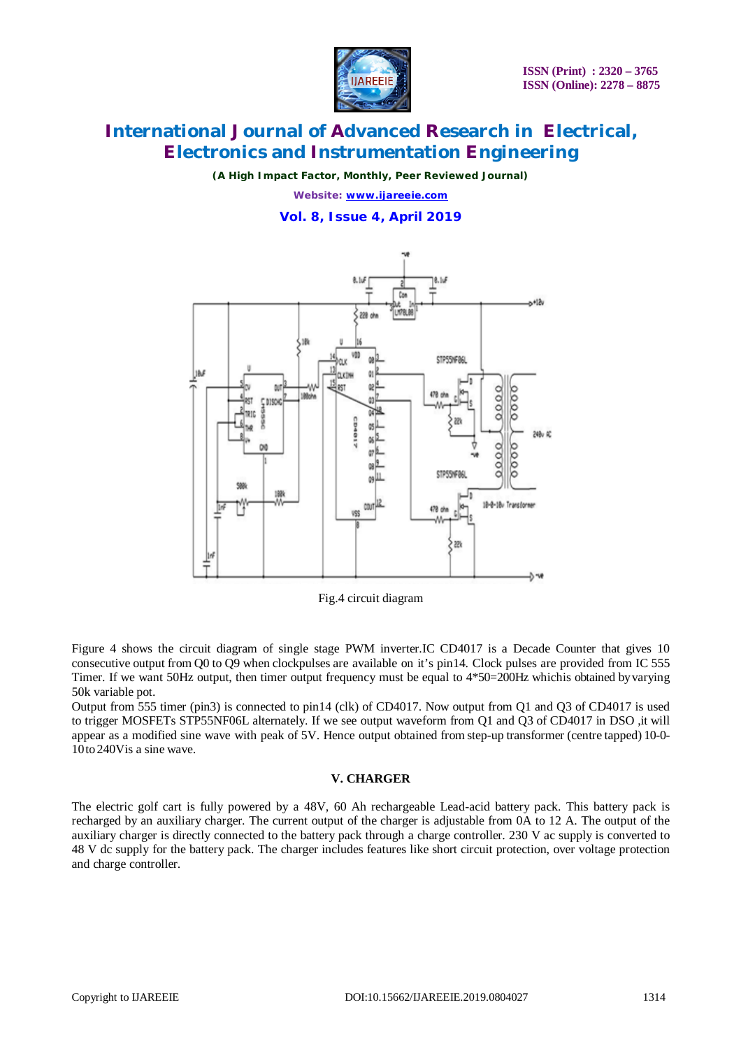Fig.4 circuit diagram

Figure 4 shows the circuit diagram of single stage PWM inverter.IC CD4017 is a Decade Counter that gives 10 consecutive output from Q0 to Q9 when clockpulses are available on it's pin14. Clock pulses are provided from IC 555 Timer. If we want 50Hz output, then timer output frequency must be equal to 4*50=200Hz whichis obtained by varying 50k variable pot.

Output from 555 timer (pin3) is connected to pin14 (clk) of CD4017. Now output from Q1 and Q3 of CD4017 is used to trigger MOSFETs STP55NF06L alternately. If we see output waveform from Q1 and Q3 of CD4017 in DSO ,it will appear as a modified sine wave with peak of 5V. Hence output obtained from step-up transformer (centre tapped) 10-0-10 to 240V is a sine wave.

## V. CHARGER

The electric golf cart is fully powered by a 48V, 60 Ah rechargeable Lead-acid battery pack. This battery pack is recharged by an auxiliary charger. The current output of the charger is adjustable from 0A to 12 A. The output of the auxiliary charger is directly connected to the battery pack through a charge controller. 230 V ac supply is converted to 48 V dc supply for the battery pack. The charger includes features like short circuit protection, over voltage protection and charge controller.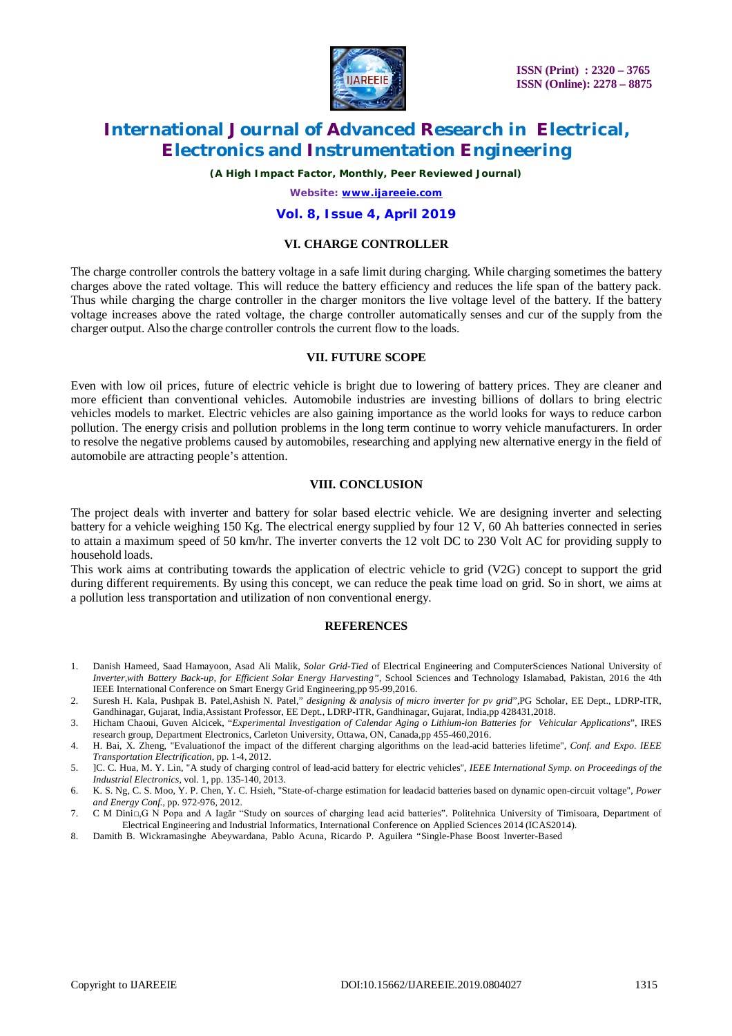## VI. CHARGE CONTROLLER

The charge controller controls the battery voltage in a safe limit during charging. While charging sometimes the battery charges above the rated voltage. This will reduce the battery efficiency and reduces the life span of the battery pack. Thus while charging the charge controller in the charger monitors the live voltage level of the battery. If the battery voltage increases above the rated voltage, the charge controller automatically senses and cur of the supply from the charger output. Also the charge controller controls the current flow to the loads.

## VII. FUTURE SCOPE

Even with low oil prices, future of electric vehicle is bright due to lowering of battery prices. They are cleaner and more efficient than conventional vehicles. Automobile industries are investing billions of dollars to bring electric vehicles models to market. Electric vehicles are also gaining importance as the world looks for ways to reduce carbon pollution. The energy crisis and pollution problems in the long term continue to worry vehicle manufacturers. In order to resolve the negative problems caused by automobiles, researching and applying new alternative energy in the field of automobile are attracting people's attention.

## VIII. CONCLUSION

The project deals with inverter and battery for solar based electric vehicle. We are designing inverter and selecting battery for a vehicle weighing 150 Kg. The electrical energy supplied by four 12 V, 60 Ah batteries connected in series to attain a maximum speed of 50 km/hr. The inverter converts the 12 volt DC to 230 Volt AC for providing supply to household loads.

This work aims at contributing towards the application of electric vehicle to grid (V2G) concept to support the grid during different requirements. By using this concept, we can reduce the peak time load on grid. So in short, we aims at a pollution less transportation and utilization of non conventional energy.

## REFERENCES

1. Danish Hameed, Saad Hamayoon, Asad Ali Malik, *Solar Grid-Tied* of Electrical Engineering and ComputerSciences National University of *Inverter,with Battery Back-up, for Efficient Solar Energy Harvesting"*, School Sciences and Technology Islamabad, Pakistan, 2016 the 4th IEEE International Conference on Smart Energy Grid Engineering,pp 95-99,2016.
2. Suresh H. Kala, Pushpak B. Patel,Ashish N. Patel," *designing & analysis of micro inverter for pv grid*",PG Scholar, EE Dept., LDRP-ITR, Gandhinagar, Gujarat, India,Assistant Professor, EE Dept., LDRP-ITR, Gandhinagar, Gujarat, India,pp 428431,2018.
3. Hicham Chaoui, Guven Alcicek, "*Experimental Investigation of Calendar Aging o Lithium-ion Batteries for Vehicular Applications*", IRES research group, Department Electronics, Carleton University, Ottawa, ON, Canada,pp 455-460,2016.
4. H. Bai, X. Zheng, "Evaluationof the impact of the different charging algorithms on the lead-acid batteries lifetime", *Conf. and Expo. IEEE Transportation Electrification*, pp. 1-4, 2012.
5. ]C. C. Hua, M. Y. Lin, "A study of charging control of lead-acid battery for electric vehicles", *IEEE International Symp. on Proceedings of the Industrial Electronics*, vol. 1, pp. 135-140, 2013.
6. K. S. Ng, C. S. Moo, Y. P. Chen, Y. C. Hsieh, "State-of-charge estimation for leadacid batteries based on dynamic open-circuit voltage", *Power and Energy Conf.*, pp. 972-976, 2012.
7. C M Dini□,G N Popa and A Iagăr "Study on sources of charging lead acid batteries". Politehnica University of Timisoara, Department of Electrical Engineering and Industrial Informatics, International Conference on Applied Sciences 2014 (ICAS2014).
8. Damith B. Wickramasinghe Abeywardana, Pablo Acuna, Ricardo P. Aguilera "Single-Phase Boost Inverter-Based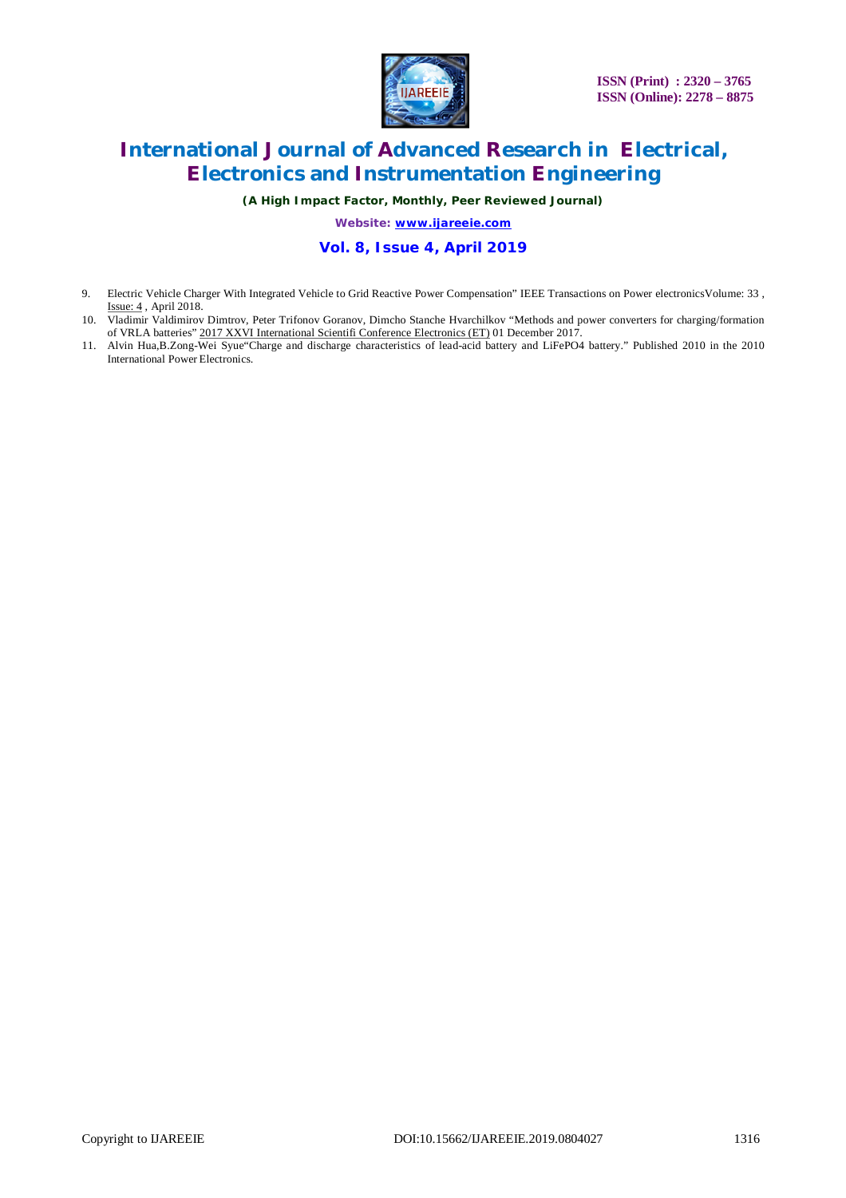9. Electric Vehicle Charger With Integrated Vehicle to Grid Reactive Power Compensation" IEEE Transactions on Power electronicsVolume: 33 , Issue: 4 , April 2018.
10. Vladimir Valdimirov Dimtrov, Peter Trifonov Goranov, Dimcho Stanche Hvarchilkov "Methods and power converters for charging/formation of VRLA batteries" 2017 XXVI International Scientifi Conference Electronics (ET) 01 December 2017.
11. Alvin Hua,B.Zong-Wei Syue"Charge and discharge characteristics of lead-acid battery and LiFePO4 battery." Published 2010 in the 2010 International Power Electronics.